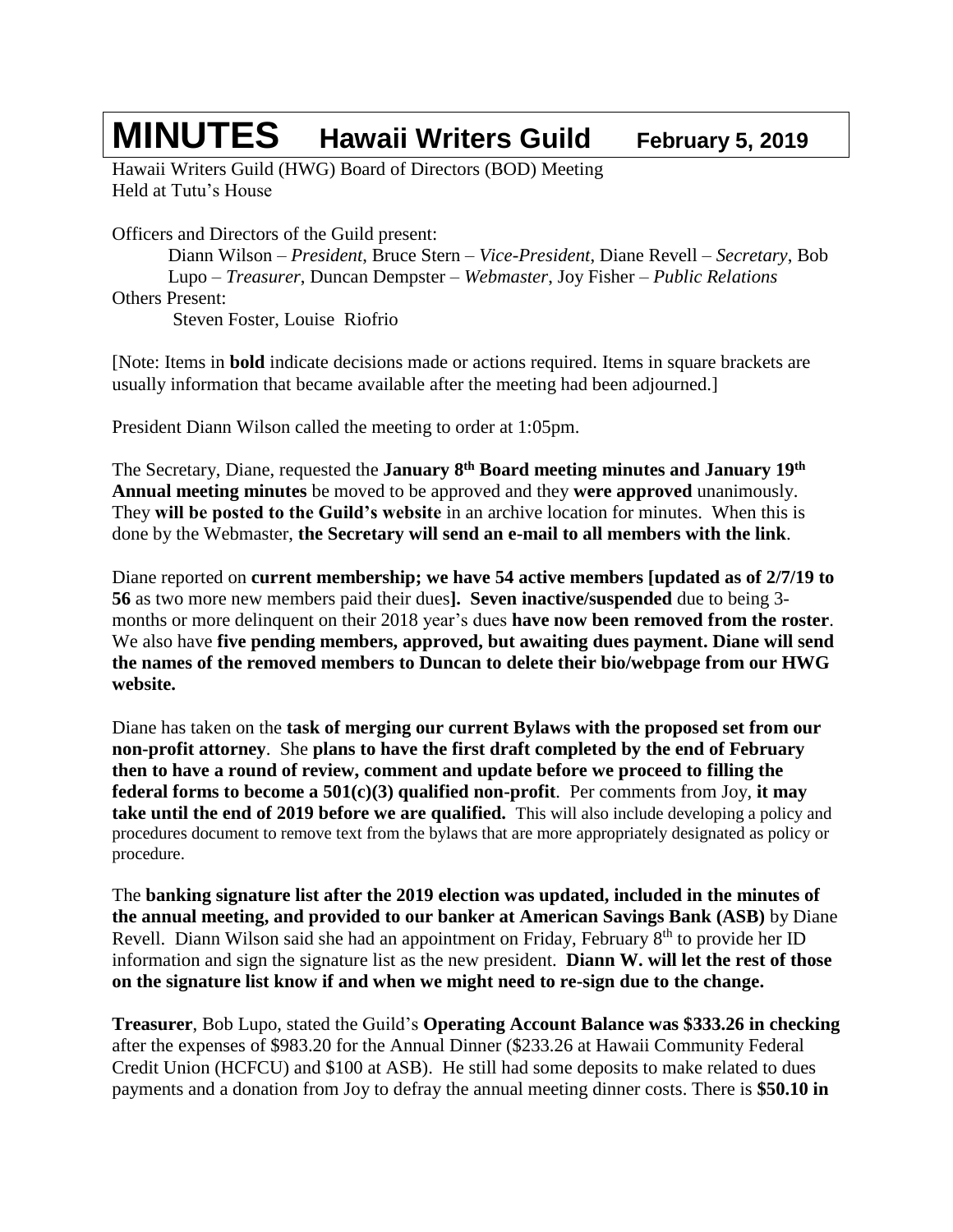# MINUTES Hawaii Writers Guild February 5, 2019

Hawaii Writers Guild (HWG) Board of Directors (BOD) Meeting
Held at Tutu's House

Officers and Directors of the Guild present:

Diann Wilson – *President*, Bruce Stern – *Vice-President*, Diane Revell – *Secretary*, Bob Lupo – *Treasurer*, Duncan Dempster – *Webmaster*, Joy Fisher – *Public Relations*

Others Present:

Steven Foster, Louise Riofrio

[Note: Items in **bold** indicate decisions made or actions required. Items in square brackets are usually information that became available after the meeting had been adjourned.]

President Diann Wilson called the meeting to order at 1:05pm.

The Secretary, Diane, requested the **January 8th Board meeting minutes and January 19th Annual meeting minutes** be moved to be approved and they **were approved** unanimously. They **will be posted to the Guild's website** in an archive location for minutes. When this is done by the Webmaster, **the Secretary will send an e-mail to all members with the link**.

Diane reported on **current membership; we have 54 active members [updated as of 2/7/19 to 56** as two more new members paid their dues**]. Seven inactive/suspended** due to being 3-months or more delinquent on their 2018 year's dues **have now been removed from the roster**. We also have **five pending members, approved, but awaiting dues payment. Diane will send the names of the removed members to Duncan to delete their bio/webpage from our HWG website.**

Diane has taken on the **task of merging our current Bylaws with the proposed set from our non-profit attorney**. She **plans to have the first draft completed by the end of February then to have a round of review, comment and update before we proceed to filling the federal forms to become a 501(c)(3) qualified non-profit**. Per comments from Joy, **it may take until the end of 2019 before we are qualified.** This will also include developing a policy and procedures document to remove text from the bylaws that are more appropriately designated as policy or procedure.

The **banking signature list after the 2019 election was updated, included in the minutes of the annual meeting, and provided to our banker at American Savings Bank (ASB)** by Diane Revell. Diann Wilson said she had an appointment on Friday, February 8th to provide her ID information and sign the signature list as the new president. **Diann W. will let the rest of those on the signature list know if and when we might need to re-sign due to the change.**

**Treasurer**, Bob Lupo, stated the Guild's **Operating Account Balance was $333.26 in checking** after the expenses of $983.20 for the Annual Dinner ($233.26 at Hawaii Community Federal Credit Union (HCFCU) and $100 at ASB). He still had some deposits to make related to dues payments and a donation from Joy to defray the annual meeting dinner costs. There is **$50.10 in**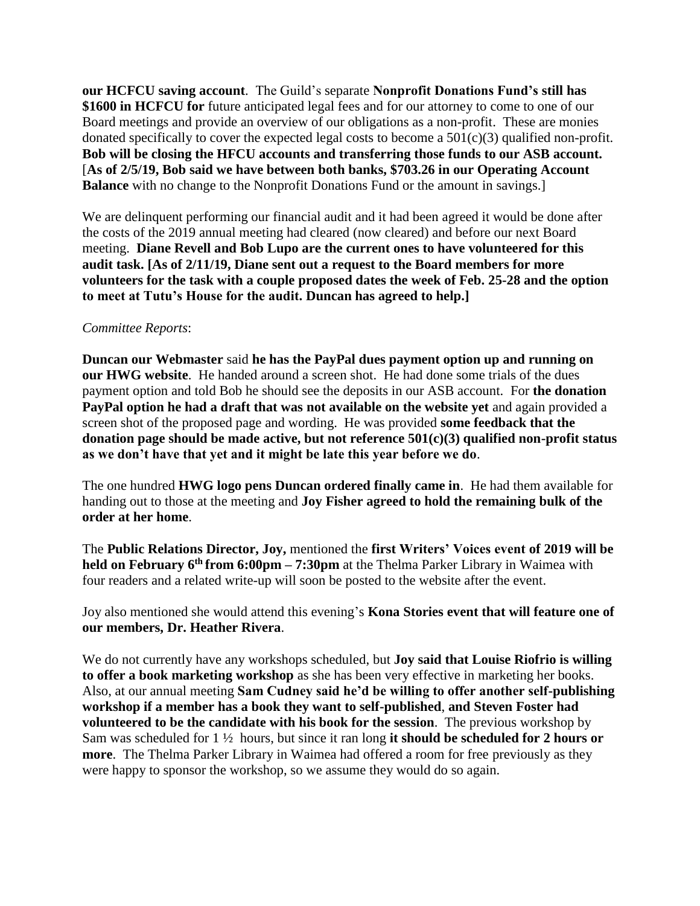**our HCFCU saving account**. The Guild's separate **Nonprofit Donations Fund's still has $1600 in HCFCU for** future anticipated legal fees and for our attorney to come to one of our Board meetings and provide an overview of our obligations as a non-profit. These are monies donated specifically to cover the expected legal costs to become a 501(c)(3) qualified non-profit. **Bob will be closing the HFCU accounts and transferring those funds to our ASB account.** [**As of 2/5/19, Bob said we have between both banks, $703.26 in our Operating Account Balance** with no change to the Nonprofit Donations Fund or the amount in savings.]

We are delinquent performing our financial audit and it had been agreed it would be done after the costs of the 2019 annual meeting had cleared (now cleared) and before our next Board meeting. **Diane Revell and Bob Lupo are the current ones to have volunteered for this audit task. [As of 2/11/19, Diane sent out a request to the Board members for more volunteers for the task with a couple proposed dates the week of Feb. 25-28 and the option to meet at Tutu's House for the audit. Duncan has agreed to help.]**

*Committee Reports*:

**Duncan our Webmaster** said **he has the PayPal dues payment option up and running on our HWG website**. He handed around a screen shot. He had done some trials of the dues payment option and told Bob he should see the deposits in our ASB account. For **the donation PayPal option he had a draft that was not available on the website yet** and again provided a screen shot of the proposed page and wording. He was provided **some feedback that the donation page should be made active, but not reference 501(c)(3) qualified non-profit status as we don't have that yet and it might be late this year before we do**.

The one hundred **HWG logo pens Duncan ordered finally came in**. He had them available for handing out to those at the meeting and **Joy Fisher agreed to hold the remaining bulk of the order at her home**.

The **Public Relations Director, Joy,** mentioned the **first Writers' Voices event of 2019 will be held on February 6th from 6:00pm – 7:30pm** at the Thelma Parker Library in Waimea with four readers and a related write-up will soon be posted to the website after the event.

Joy also mentioned she would attend this evening's **Kona Stories event that will feature one of our members, Dr. Heather Rivera**.

We do not currently have any workshops scheduled, but **Joy said that Louise Riofrio is willing to offer a book marketing workshop** as she has been very effective in marketing her books. Also, at our annual meeting **Sam Cudney said he'd be willing to offer another self-publishing workshop if a member has a book they want to self-published**, **and Steven Foster had volunteered to be the candidate with his book for the session**. The previous workshop by Sam was scheduled for 1 ½ hours, but since it ran long **it should be scheduled for 2 hours or more**. The Thelma Parker Library in Waimea had offered a room for free previously as they were happy to sponsor the workshop, so we assume they would do so again.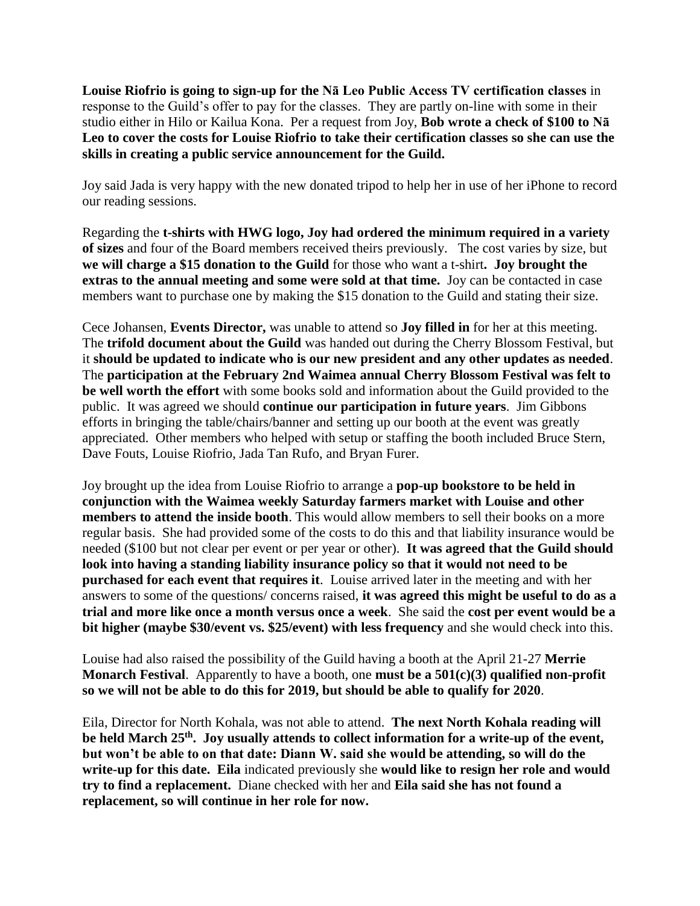**Louise Riofrio is going to sign-up for the Nā Leo Public Access TV certification classes** in response to the Guild's offer to pay for the classes. They are partly on-line with some in their studio either in Hilo or Kailua Kona. Per a request from Joy, **Bob wrote a check of $100 to Nā Leo to cover the costs for Louise Riofrio to take their certification classes so she can use the skills in creating a public service announcement for the Guild.**

Joy said Jada is very happy with the new donated tripod to help her in use of her iPhone to record our reading sessions.

Regarding the **t-shirts with HWG logo, Joy had ordered the minimum required in a variety of sizes** and four of the Board members received theirs previously. The cost varies by size, but **we will charge a $15 donation to the Guild** for those who want a t-shirt**. Joy brought the extras to the annual meeting and some were sold at that time.** Joy can be contacted in case members want to purchase one by making the $15 donation to the Guild and stating their size.

Cece Johansen, **Events Director,** was unable to attend so **Joy filled in** for her at this meeting. The **trifold document about the Guild** was handed out during the Cherry Blossom Festival, but it **should be updated to indicate who is our new president and any other updates as needed**. The **participation at the February 2nd Waimea annual Cherry Blossom Festival was felt to be well worth the effort** with some books sold and information about the Guild provided to the public. It was agreed we should **continue our participation in future years**. Jim Gibbons efforts in bringing the table/chairs/banner and setting up our booth at the event was greatly appreciated. Other members who helped with setup or staffing the booth included Bruce Stern, Dave Fouts, Louise Riofrio, Jada Tan Rufo, and Bryan Furer.

Joy brought up the idea from Louise Riofrio to arrange a **pop-up bookstore to be held in conjunction with the Waimea weekly Saturday farmers market with Louise and other members to attend the inside booth**. This would allow members to sell their books on a more regular basis. She had provided some of the costs to do this and that liability insurance would be needed ($100 but not clear per event or per year or other). **It was agreed that the Guild should look into having a standing liability insurance policy so that it would not need to be purchased for each event that requires it**. Louise arrived later in the meeting and with her answers to some of the questions/ concerns raised, **it was agreed this might be useful to do as a trial and more like once a month versus once a week**. She said the **cost per event would be a bit higher (maybe $30/event vs. $25/event) with less frequency** and she would check into this.

Louise had also raised the possibility of the Guild having a booth at the April 21-27 **Merrie Monarch Festival**. Apparently to have a booth, one **must be a 501(c)(3) qualified non-profit so we will not be able to do this for 2019, but should be able to qualify for 2020**.

Eila, Director for North Kohala, was not able to attend. **The next North Kohala reading will be held March 25th. Joy usually attends to collect information for a write-up of the event, but won't be able to on that date: Diann W. said she would be attending, so will do the write-up for this date. Eila** indicated previously she **would like to resign her role and would try to find a replacement.** Diane checked with her and **Eila said she has not found a replacement, so will continue in her role for now.**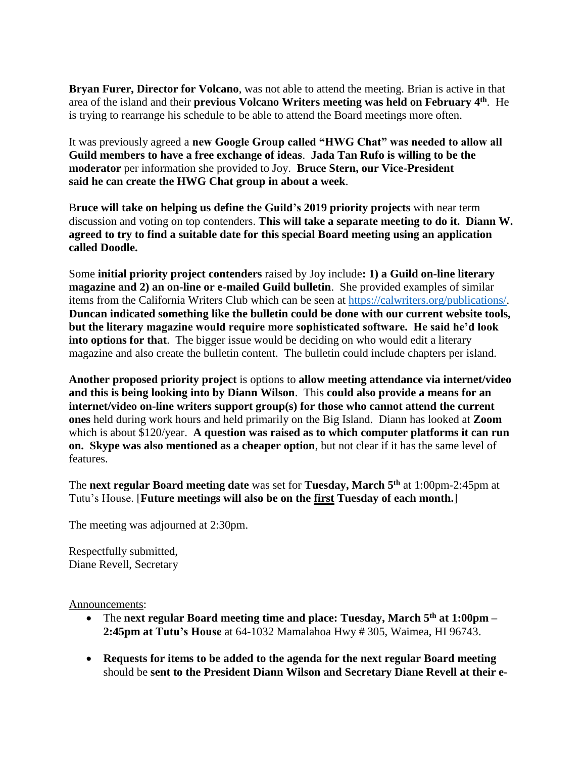**Bryan Furer, Director for Volcano**, was not able to attend the meeting. Brian is active in that area of the island and their **previous Volcano Writers meeting was held on February 4th**. He is trying to rearrange his schedule to be able to attend the Board meetings more often.

It was previously agreed a **new Google Group called "HWG Chat" was needed to allow all Guild members to have a free exchange of ideas**. **Jada Tan Rufo is willing to be the moderator** per information she provided to Joy. **Bruce Stern, our Vice-President said he can create the HWG Chat group in about a week**.

B**ruce will take on helping us define the Guild's 2019 priority projects** with near term discussion and voting on top contenders. **This will take a separate meeting to do it. Diann W. agreed to try to find a suitable date for this special Board meeting using an application called Doodle.**

Some **initial priority project contenders** raised by Joy include**: 1) a Guild on-line literary magazine and 2) an on-line or e-mailed Guild bulletin**. She provided examples of similar items from the California Writers Club which can be seen at https://calwriters.org/publications/. **Duncan indicated something like the bulletin could be done with our current website tools, but the literary magazine would require more sophisticated software. He said he'd look into options for that**. The bigger issue would be deciding on who would edit a literary magazine and also create the bulletin content. The bulletin could include chapters per island.

**Another proposed priority project** is options to **allow meeting attendance via internet/video and this is being looking into by Diann Wilson**. This **could also provide a means for an internet/video on-line writers support group(s) for those who cannot attend the current ones** held during work hours and held primarily on the Big Island. Diann has looked at **Zoom** which is about $120/year. **A question was raised as to which computer platforms it can run on. Skype was also mentioned as a cheaper option**, but not clear if it has the same level of features.

The **next regular Board meeting date** was set for **Tuesday, March 5th** at 1:00pm-2:45pm at Tutu's House. [**Future meetings will also be on the first Tuesday of each month.**]

The meeting was adjourned at 2:30pm.

Respectfully submitted,
Diane Revell, Secretary

Announcements:

- The **next regular Board meeting time and place: Tuesday, March 5th at 1:00pm – 2:45pm at Tutu's House** at 64-1032 Mamalahoa Hwy # 305, Waimea, HI 96743.

- **Requests for items to be added to the agenda for the next regular Board meeting** should be **sent to the President Diann Wilson and Secretary Diane Revell at their e-**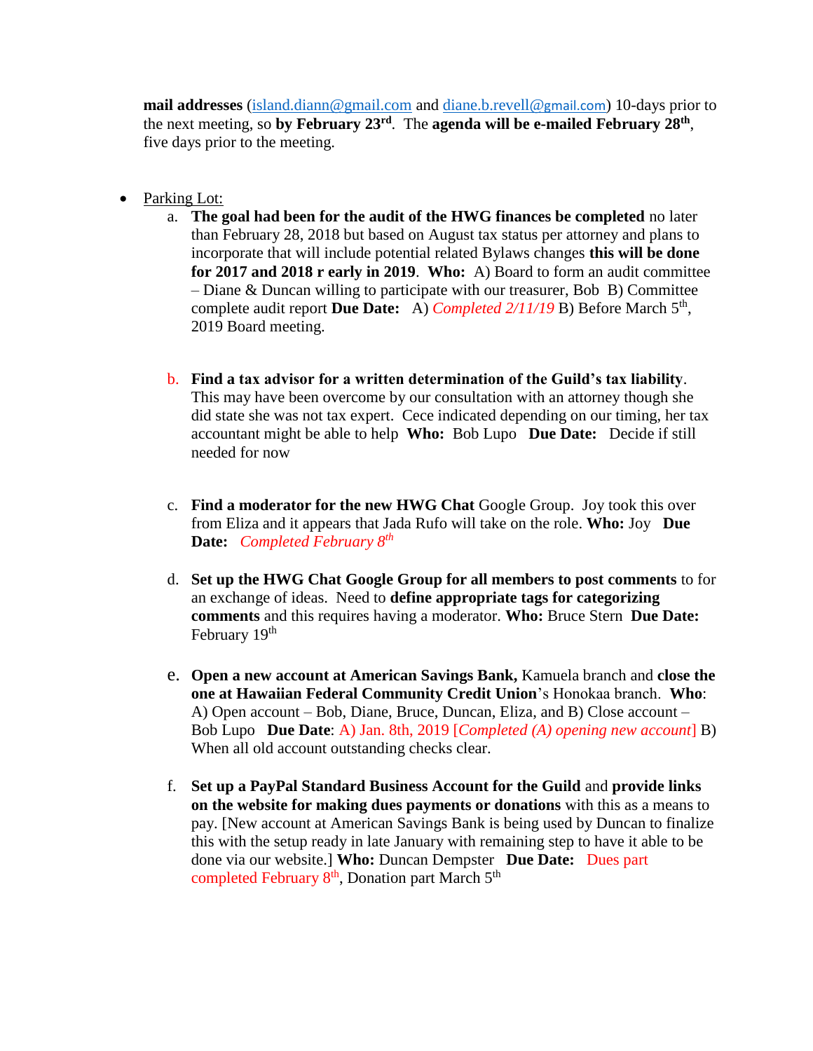**mail addresses** (island.diann@gmail.com and diane.b.revell@gmail.com) 10-days prior to the next meeting, so **by February 23rd**. The **agenda will be e-mailed February 28th**, five days prior to the meeting.

- Parking Lot:
  a. **The goal had been for the audit of the HWG finances be completed** no later than February 28, 2018 but based on August tax status per attorney and plans to incorporate that will include potential related Bylaws changes **this will be done for 2017 and 2018 r early in 2019**. **Who:** A) Board to form an audit committee – Diane & Duncan willing to participate with our treasurer, Bob B) Committee complete audit report **Due Date:** A) *Completed 2/11/19* B) Before March 5th, 2019 Board meeting.

  b. **Find a tax advisor for a written determination of the Guild's tax liability**. This may have been overcome by our consultation with an attorney though she did state she was not tax expert. Cece indicated depending on our timing, her tax accountant might be able to help **Who:** Bob Lupo **Due Date:** Decide if still needed for now

  c. **Find a moderator for the new HWG Chat** Google Group. Joy took this over from Eliza and it appears that Jada Rufo will take on the role. **Who:** Joy **Due Date:** *Completed February 8th*

  d. **Set up the HWG Chat Google Group for all members to post comments** to for an exchange of ideas. Need to **define appropriate tags for categorizing comments** and this requires having a moderator. **Who:** Bruce Stern **Due Date:** February 19th

  e. **Open a new account at American Savings Bank,** Kamuela branch and **close the one at Hawaiian Federal Community Credit Union**'s Honokaa branch. **Who**: A) Open account – Bob, Diane, Bruce, Duncan, Eliza, and B) Close account – Bob Lupo **Due Date**: A) Jan. 8th, 2019 [*Completed (A) opening new account*] B) When all old account outstanding checks clear.

  f. **Set up a PayPal Standard Business Account for the Guild** and **provide links on the website for making dues payments or donations** with this as a means to pay. [New account at American Savings Bank is being used by Duncan to finalize this with the setup ready in late January with remaining step to have it able to be done via our website.] **Who:** Duncan Dempster **Due Date:** Dues part completed February 8th, Donation part March 5th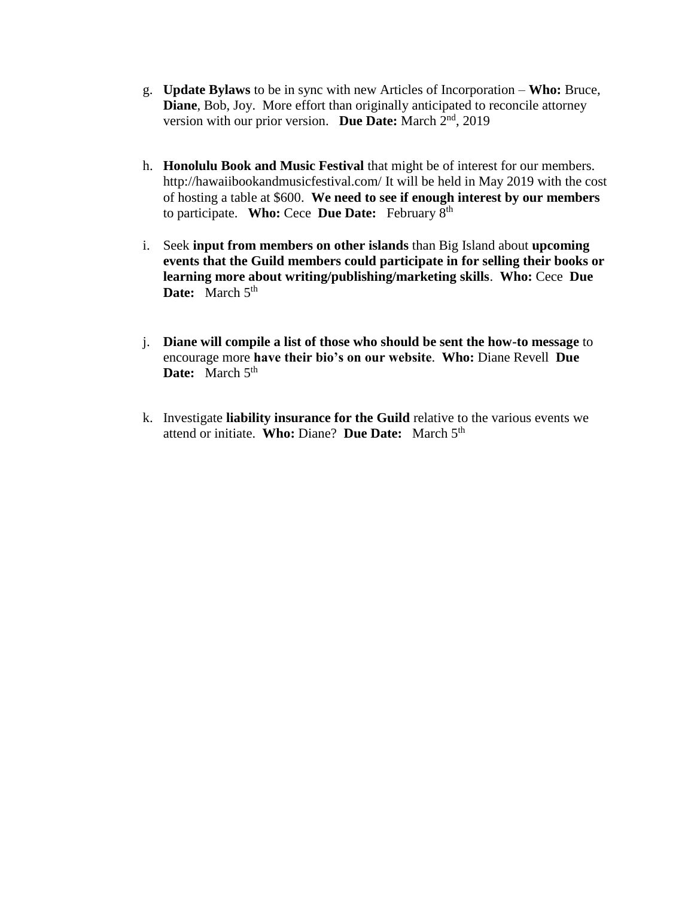g. **Update Bylaws** to be in sync with new Articles of Incorporation – **Who:** Bruce, **Diane**, Bob, Joy. More effort than originally anticipated to reconcile attorney version with our prior version. **Due Date:** March 2nd, 2019

h. **Honolulu Book and Music Festival** that might be of interest for our members. http://hawaiibookandmusicfestival.com/ It will be held in May 2019 with the cost of hosting a table at $600. **We need to see if enough interest by our members** to participate. **Who:** Cece **Due Date:** February 8th

i. Seek **input from members on other islands** than Big Island about **upcoming events that the Guild members could participate in for selling their books or learning more about writing/publishing/marketing skills**. **Who:** Cece **Due Date:** March 5th

j. **Diane will compile a list of those who should be sent the how-to message** to encourage more **have their bio's on our website**. **Who:** Diane Revell **Due Date:** March 5th

k. Investigate **liability insurance for the Guild** relative to the various events we attend or initiate. **Who:** Diane? **Due Date:** March 5th